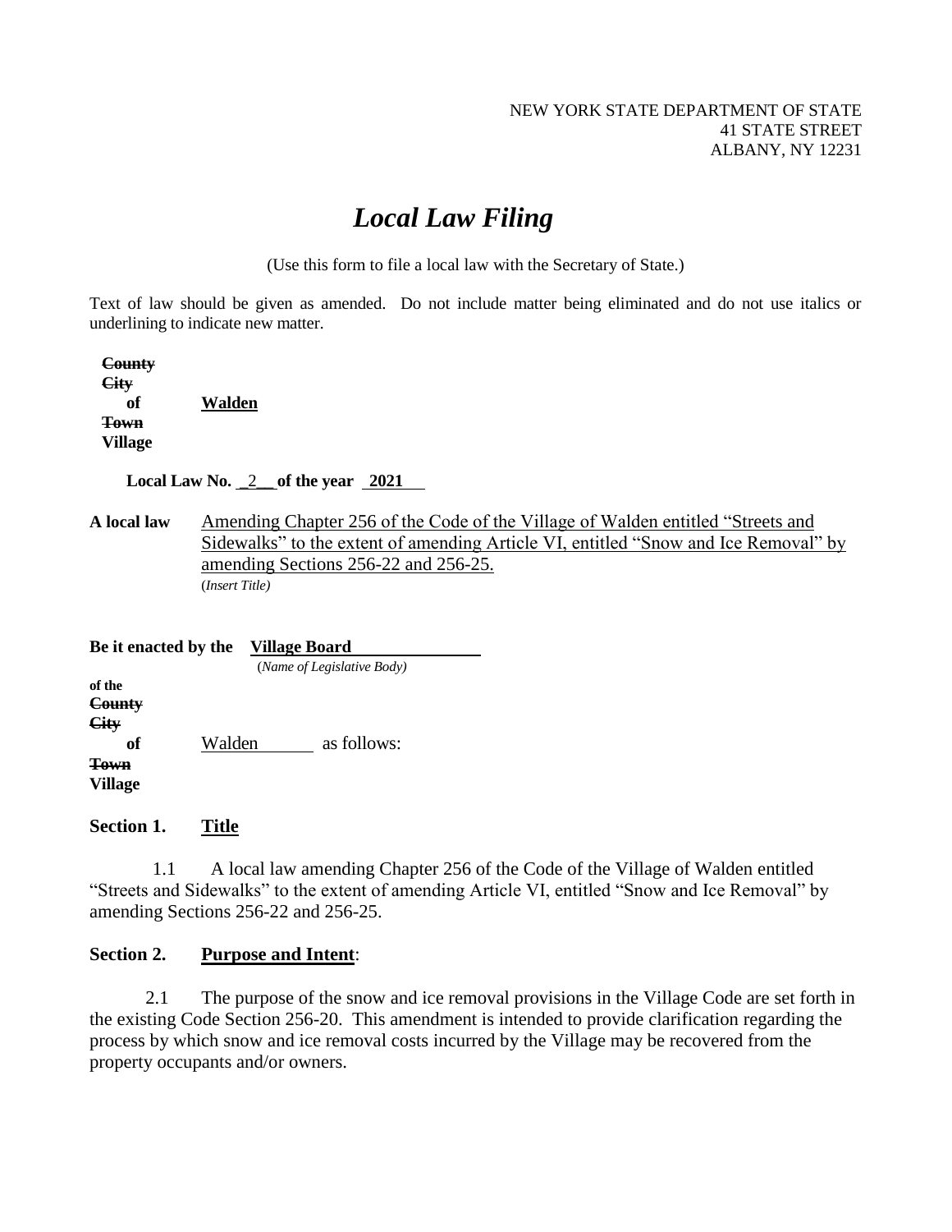NEW YORK STATE DEPARTMENT OF STATE
41 STATE STREET
ALBANY, NY 12231

# *Local Law Filing*

(Use this form to file a local law with the Secretary of State.)

Text of law should be given as amended. Do not include matter being eliminated and do not use italics or underlining to indicate new matter.

~~County~~
~~City~~
**of** **Walden**
~~Town~~
**Village**

**Local Law No. 2 of the year 2021**

**A local law** Amending Chapter 256 of the Code of the Village of Walden entitled "Streets and Sidewalks" to the extent of amending Article VI, entitled "Snow and Ice Removal" by amending Sections 256-22 and 256-25.
(*Insert Title)*

**Be it enacted by the** **Village Board**
(*Name of Legislative Body)*

**of the**
~~County~~
~~City~~
**of** Walden as follows:
~~Town~~
**Village**

## Section 1. Title

1.1 A local law amending Chapter 256 of the Code of the Village of Walden entitled "Streets and Sidewalks" to the extent of amending Article VI, entitled "Snow and Ice Removal" by amending Sections 256-22 and 256-25.

## Section 2. Purpose and Intent:

2.1 The purpose of the snow and ice removal provisions in the Village Code are set forth in the existing Code Section 256-20. This amendment is intended to provide clarification regarding the process by which snow and ice removal costs incurred by the Village may be recovered from the property occupants and/or owners.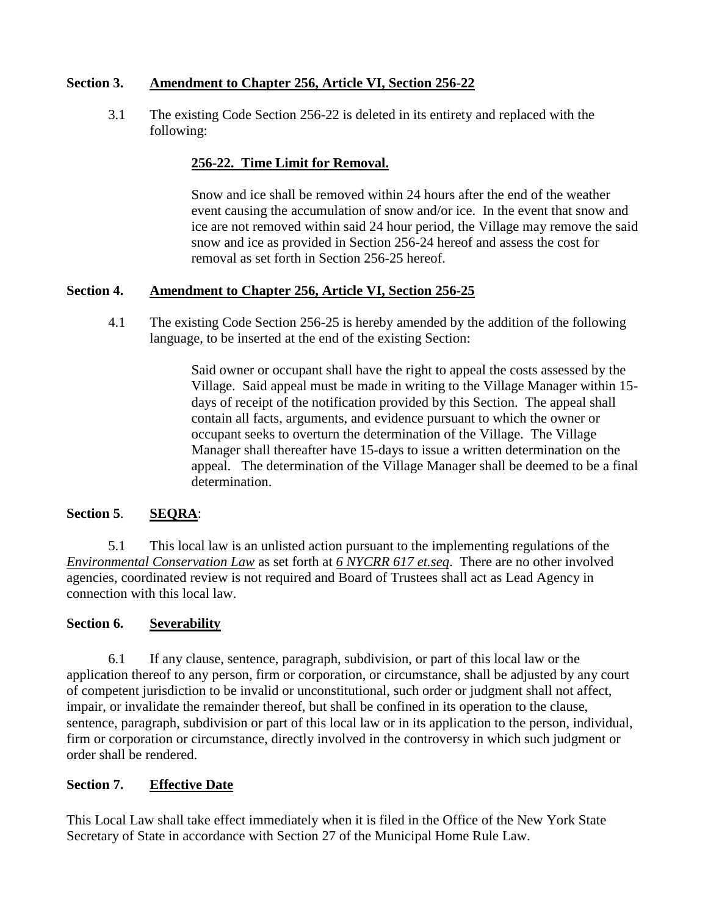**Section 3. <u>Amendment to Chapter 256, Article VI, Section 256-22</u>**

3.1 The existing Code Section 256-22 is deleted in its entirety and replaced with the following:

> **<u>256-22. Time Limit for Removal.</u>**
>
> Snow and ice shall be removed within 24 hours after the end of the weather event causing the accumulation of snow and/or ice. In the event that snow and ice are not removed within said 24 hour period, the Village may remove the said snow and ice as provided in Section 256-24 hereof and assess the cost for removal as set forth in Section 256-25 hereof.

**Section 4. <u>Amendment to Chapter 256, Article VI, Section 256-25</u>**

4.1 The existing Code Section 256-25 is hereby amended by the addition of the following language, to be inserted at the end of the existing Section:

> Said owner or occupant shall have the right to appeal the costs assessed by the Village. Said appeal must be made in writing to the Village Manager within 15-days of receipt of the notification provided by this Section. The appeal shall contain all facts, arguments, and evidence pursuant to which the owner or occupant seeks to overturn the determination of the Village. The Village Manager shall thereafter have 15-days to issue a written determination on the appeal. The determination of the Village Manager shall be deemed to be a final determination.

**Section 5. <u>SEQRA</u>:**

5.1 This local law is an unlisted action pursuant to the implementing regulations of the *<u>Environmental Conservation Law</u>* as set forth at *<u>6 NYCRR 617 et.seq</u>*. There are no other involved agencies, coordinated review is not required and Board of Trustees shall act as Lead Agency in connection with this local law.

**Section 6. <u>Severability</u>**

6.1 If any clause, sentence, paragraph, subdivision, or part of this local law or the application thereof to any person, firm or corporation, or circumstance, shall be adjusted by any court of competent jurisdiction to be invalid or unconstitutional, such order or judgment shall not affect, impair, or invalidate the remainder thereof, but shall be confined in its operation to the clause, sentence, paragraph, subdivision or part of this local law or in its application to the person, individual, firm or corporation or circumstance, directly involved in the controversy in which such judgment or order shall be rendered.

**Section 7. <u>Effective Date</u>**

This Local Law shall take effect immediately when it is filed in the Office of the New York State Secretary of State in accordance with Section 27 of the Municipal Home Rule Law.